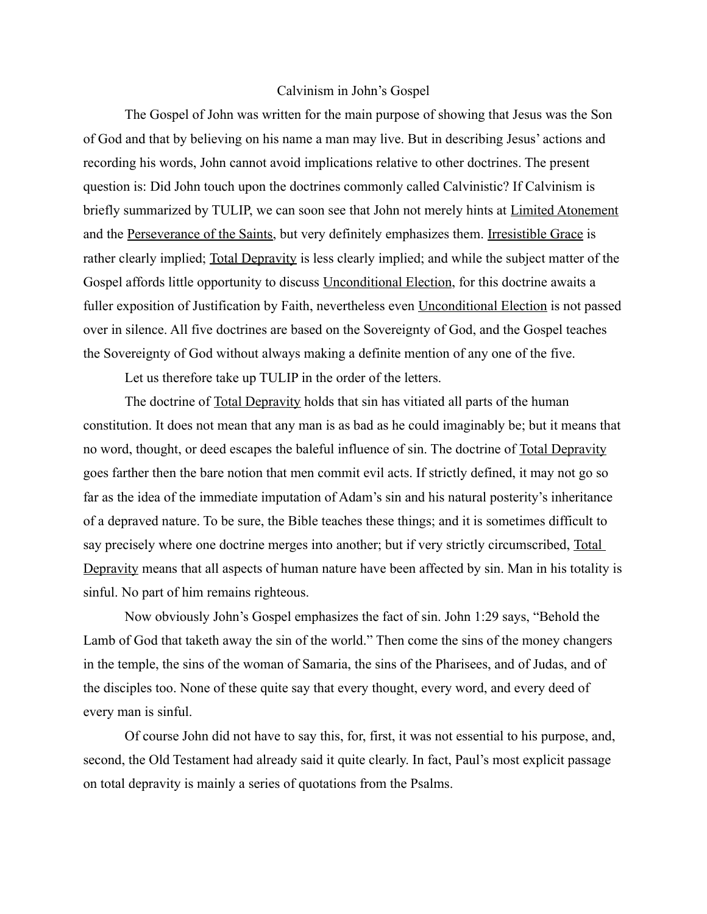# Calvinism in John's Gospel

The Gospel of John was written for the main purpose of showing that Jesus was the Son of God and that by believing on his name a man may live. But in describing Jesus' actions and recording his words, John cannot avoid implications relative to other doctrines. The present question is: Did John touch upon the doctrines commonly called Calvinistic? If Calvinism is briefly summarized by TULIP, we can soon see that John not merely hints at <u>Limited Atonement</u> and the <u>Perseverance of the Saints</u>, but very definitely emphasizes them. <u>Irresistible Grace</u> is rather clearly implied; <u>Total Depravity</u> is less clearly implied; and while the subject matter of the Gospel affords little opportunity to discuss <u>Unconditional Election</u>, for this doctrine awaits a fuller exposition of Justification by Faith, nevertheless even <u>Unconditional Election</u> is not passed over in silence. All five doctrines are based on the Sovereignty of God, and the Gospel teaches the Sovereignty of God without always making a definite mention of any one of the five.

Let us therefore take up TULIP in the order of the letters.

The doctrine of <u>Total Depravity</u> holds that sin has vitiated all parts of the human constitution. It does not mean that any man is as bad as he could imaginably be; but it means that no word, thought, or deed escapes the baleful influence of sin. The doctrine of <u>Total Depravity</u> goes farther then the bare notion that men commit evil acts. If strictly defined, it may not go so far as the idea of the immediate imputation of Adam's sin and his natural posterity's inheritance of a depraved nature. To be sure, the Bible teaches these things; and it is sometimes difficult to say precisely where one doctrine merges into another; but if very strictly circumscribed, <u>Total Depravity</u> means that all aspects of human nature have been affected by sin. Man in his totality is sinful. No part of him remains righteous.

Now obviously John's Gospel emphasizes the fact of sin. John 1:29 says, "Behold the Lamb of God that taketh away the sin of the world." Then come the sins of the money changers in the temple, the sins of the woman of Samaria, the sins of the Pharisees, and of Judas, and of the disciples too. None of these quite say that every thought, every word, and every deed of every man is sinful.

Of course John did not have to say this, for, first, it was not essential to his purpose, and, second, the Old Testament had already said it quite clearly. In fact, Paul's most explicit passage on total depravity is mainly a series of quotations from the Psalms.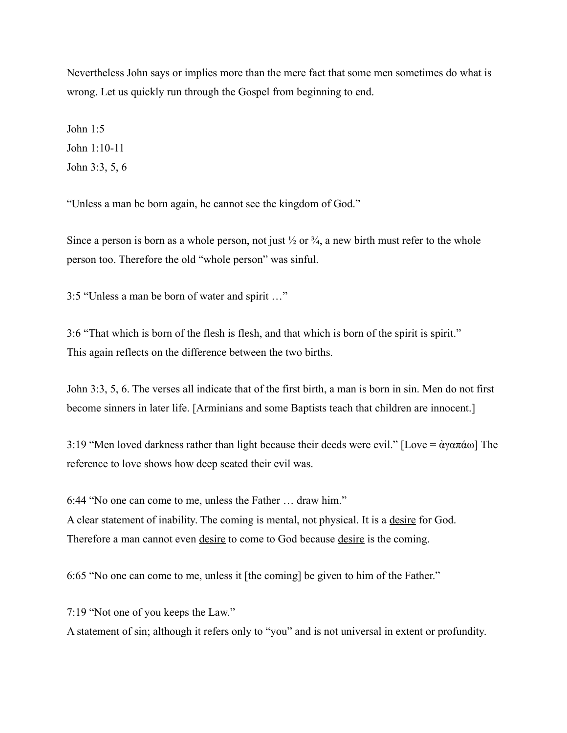Nevertheless John says or implies more than the mere fact that some men sometimes do what is wrong. Let us quickly run through the Gospel from beginning to end.

John 1:5
John 1:10-11
John 3:3, 5, 6

"Unless a man be born again, he cannot see the kingdom of God."

Since a person is born as a whole person, not just ½ or ¾, a new birth must refer to the whole person too. Therefore the old "whole person" was sinful.

3:5 "Unless a man be born of water and spirit …"

3:6 "That which is born of the flesh is flesh, and that which is born of the spirit is spirit."
This again reflects on the <u>difference</u> between the two births.

John 3:3, 5, 6. The verses all indicate that of the first birth, a man is born in sin. Men do not first become sinners in later life. [Arminians and some Baptists teach that children are innocent.]

3:19 "Men loved darkness rather than light because their deeds were evil." [Love = ἀγαπάω] The reference to love shows how deep seated their evil was.

6:44 "No one can come to me, unless the Father … draw him."
A clear statement of inability. The coming is mental, not physical. It is a <u>desire</u> for God. Therefore a man cannot even <u>desire</u> to come to God because <u>desire</u> is the coming.

6:65 "No one can come to me, unless it [the coming] be given to him of the Father."

7:19 "Not one of you keeps the Law."
A statement of sin; although it refers only to "you" and is not universal in extent or profundity.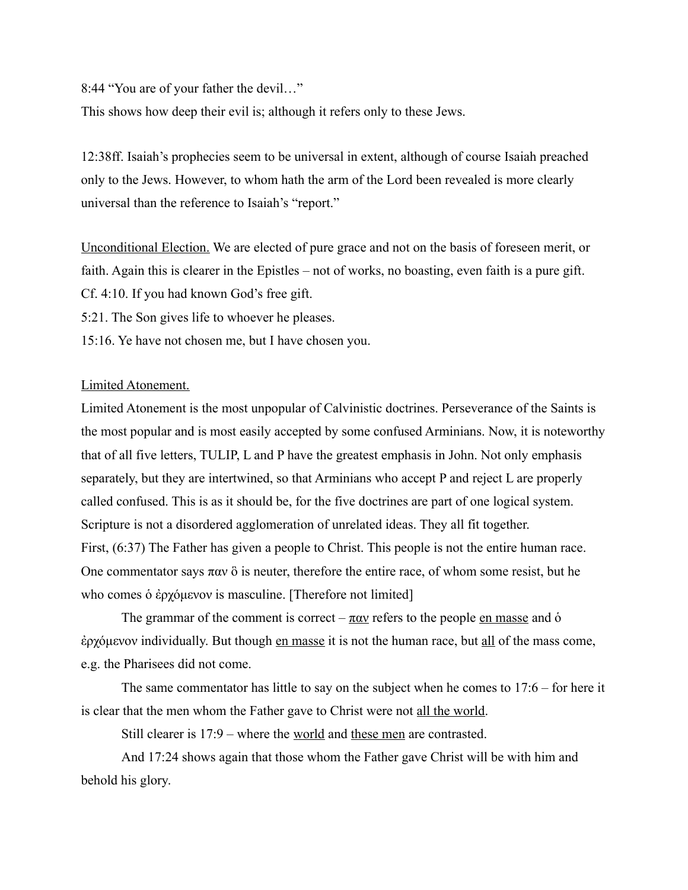8:44 “You are of your father the devil…”
This shows how deep their evil is; although it refers only to these Jews.

12:38ff. Isaiah’s prophecies seem to be universal in extent, although of course Isaiah preached only to the Jews. However, to whom hath the arm of the Lord been revealed is more clearly universal than the reference to Isaiah’s “report.”

<u>Unconditional Election.</u> We are elected of pure grace and not on the basis of foreseen merit, or faith. Again this is clearer in the Epistles – not of works, no boasting, even faith is a pure gift.
Cf. 4:10. If you had known God’s free gift.
5:21. The Son gives life to whoever he pleases.
15:16. Ye have not chosen me, but I have chosen you.

<u>Limited Atonement.</u>
Limited Atonement is the most unpopular of Calvinistic doctrines. Perseverance of the Saints is the most popular and is most easily accepted by some confused Arminians. Now, it is noteworthy that of all five letters, TULIP, L and P have the greatest emphasis in John. Not only emphasis separately, but they are intertwined, so that Arminians who accept P and reject L are properly called confused. This is as it should be, for the five doctrines are part of one logical system. Scripture is not a disordered agglomeration of unrelated ideas. They all fit together.
First, (6:37) The Father has given a people to Christ. This people is not the entire human race. One commentator says παν ô is neuter, therefore the entire race, of whom some resist, but he who comes ὁ ἐρχόμενον is masculine. [Therefore not limited]

The grammar of the comment is correct – <u>παν</u> refers to the people <u>en masse</u> and ὁ ἐρχόμενον individually. But though <u>en masse</u> it is not the human race, but <u>all</u> of the mass come, e.g. the Pharisees did not come.

The same commentator has little to say on the subject when he comes to 17:6 – for here it is clear that the men whom the Father gave to Christ were not <u>all the world</u>.

Still clearer is 17:9 – where the <u>world</u> and <u>these men</u> are contrasted.

And 17:24 shows again that those whom the Father gave Christ will be with him and behold his glory.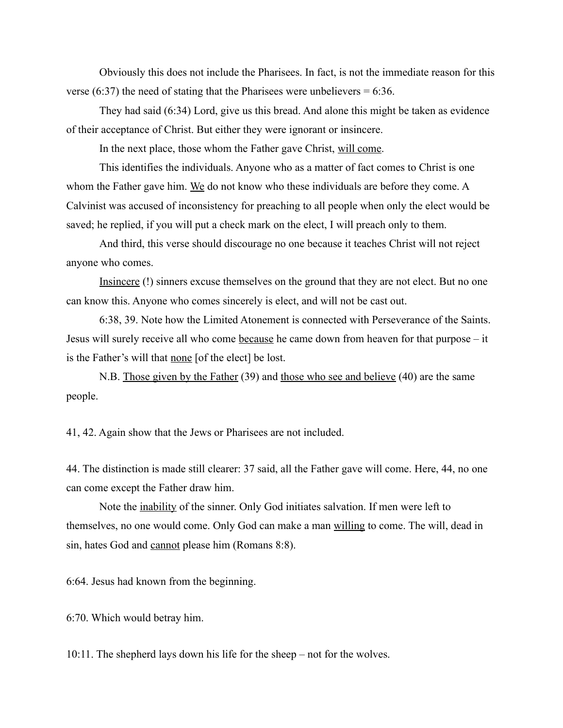Obviously this does not include the Pharisees. In fact, is not the immediate reason for this verse (6:37) the need of stating that the Pharisees were unbelievers = 6:36.

They had said (6:34) Lord, give us this bread. And alone this might be taken as evidence of their acceptance of Christ. But either they were ignorant or insincere.

In the next place, those whom the Father gave Christ, <u>will come</u>.

This identifies the individuals. Anyone who as a matter of fact comes to Christ is one whom the Father gave him. <u>We</u> do not know who these individuals are before they come. A Calvinist was accused of inconsistency for preaching to all people when only the elect would be saved; he replied, if you will put a check mark on the elect, I will preach only to them.

And third, this verse should discourage no one because it teaches Christ will not reject anyone who comes.

<u>Insincere</u> (!) sinners excuse themselves on the ground that they are not elect. But no one can know this. Anyone who comes sincerely is elect, and will not be cast out.

6:38, 39. Note how the Limited Atonement is connected with Perseverance of the Saints. Jesus will surely receive all who come <u>because</u> he came down from heaven for that purpose – it is the Father's will that <u>none</u> [of the elect] be lost.

N.B. <u>Those given by the Father</u> (39) and <u>those who see and believe</u> (40) are the same people.

41, 42. Again show that the Jews or Pharisees are not included.

44. The distinction is made still clearer: 37 said, all the Father gave will come. Here, 44, no one can come except the Father draw him.

Note the <u>inability</u> of the sinner. Only God initiates salvation. If men were left to themselves, no one would come. Only God can make a man <u>willing</u> to come. The will, dead in sin, hates God and <u>cannot</u> please him (Romans 8:8).

6:64. Jesus had known from the beginning.

6:70. Which would betray him.

10:11. The shepherd lays down his life for the sheep – not for the wolves.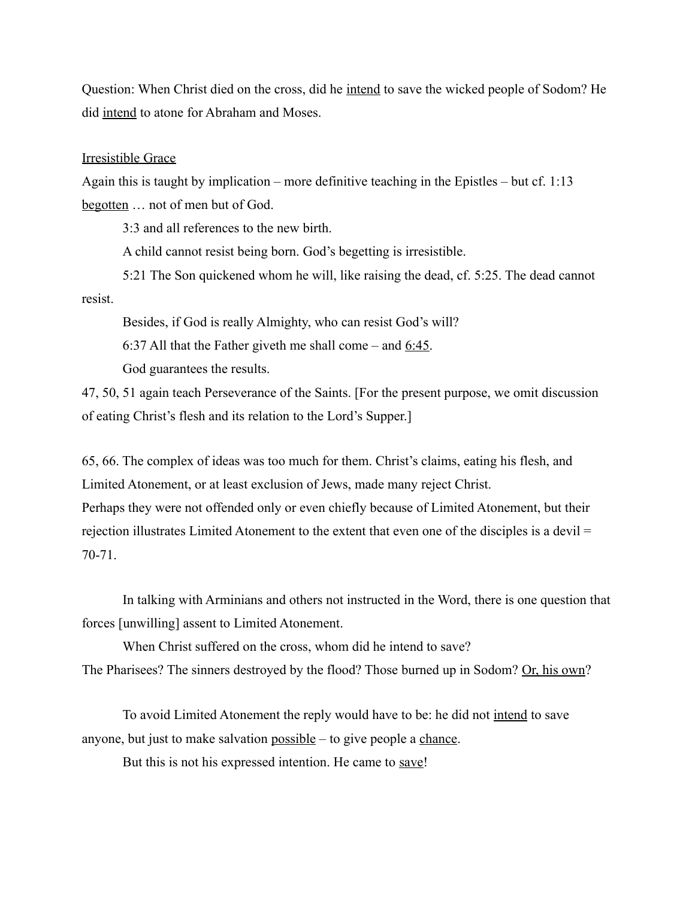Question: When Christ died on the cross, did he <u>intend</u> to save the wicked people of Sodom? He did <u>intend</u> to atone for Abraham and Moses.

<u>Irresistible Grace</u>

Again this is taught by implication – more definitive teaching in the Epistles – but cf. 1:13 <u>begotten</u> … not of men but of God.

3:3 and all references to the new birth.

A child cannot resist being born. God's begetting is irresistible.

5:21 The Son quickened whom he will, like raising the dead, cf. 5:25. The dead cannot resist.

Besides, if God is really Almighty, who can resist God's will?

6:37 All that the Father giveth me shall come – and <u>6:45</u>.

God guarantees the results.

47, 50, 51 again teach Perseverance of the Saints. [For the present purpose, we omit discussion of eating Christ's flesh and its relation to the Lord's Supper.]

65, 66. The complex of ideas was too much for them. Christ's claims, eating his flesh, and Limited Atonement, or at least exclusion of Jews, made many reject Christ.
Perhaps they were not offended only or even chiefly because of Limited Atonement, but their rejection illustrates Limited Atonement to the extent that even one of the disciples is a devil = 70-71.

In talking with Arminians and others not instructed in the Word, there is one question that forces [unwilling] assent to Limited Atonement.

When Christ suffered on the cross, whom did he intend to save?
The Pharisees? The sinners destroyed by the flood? Those burned up in Sodom? <u>Or, his own</u>?

To avoid Limited Atonement the reply would have to be: he did not <u>intend</u> to save anyone, but just to make salvation <u>possible</u> – to give people a <u>chance</u>.

But this is not his expressed intention. He came to <u>save</u>!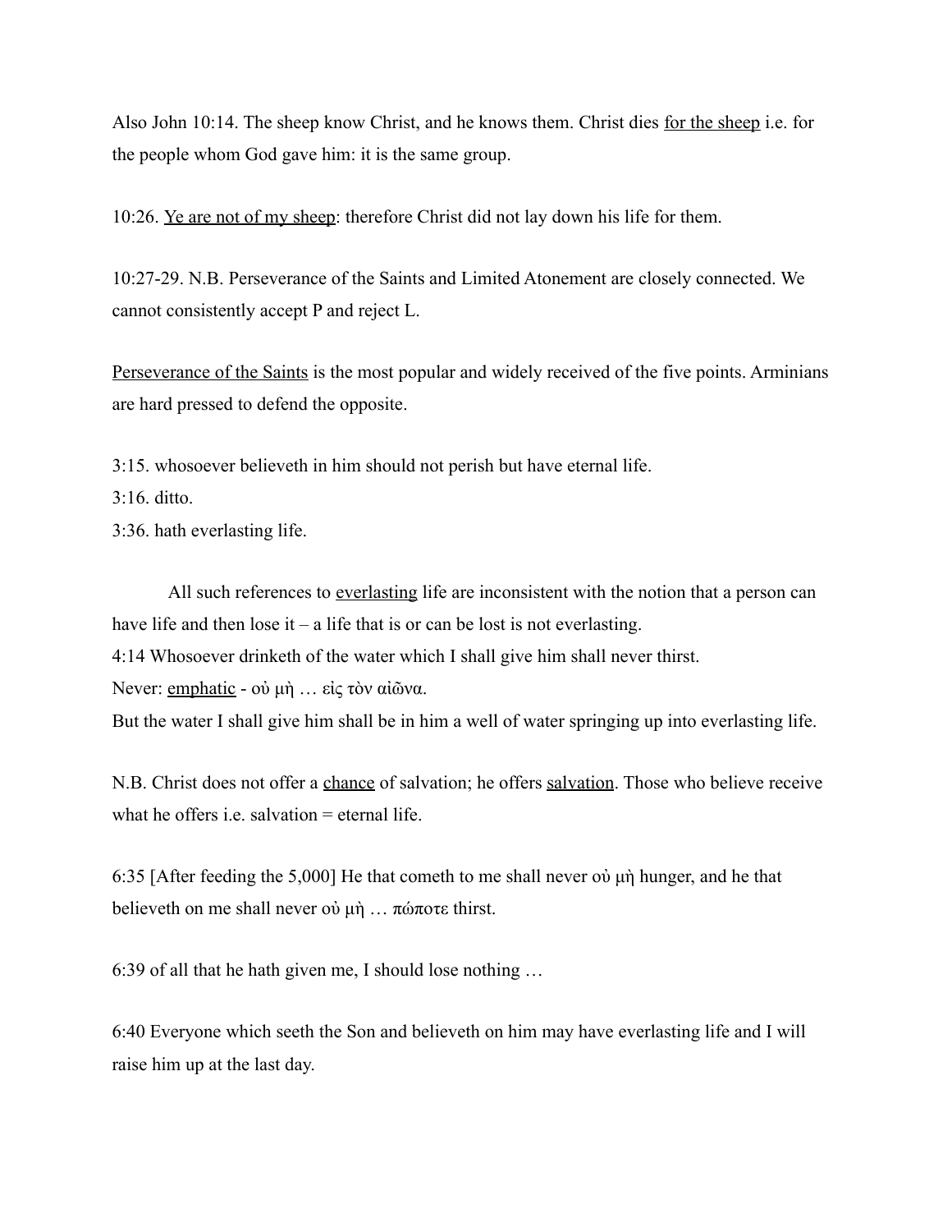Also John 10:14. The sheep know Christ, and he knows them. Christ dies <u>for the sheep</u> i.e. for the people whom God gave him: it is the same group.

10:26. <u>Ye are not of my sheep</u>: therefore Christ did not lay down his life for them.

10:27-29. N.B. Perseverance of the Saints and Limited Atonement are closely connected. We cannot consistently accept P and reject L.

<u>Perseverance of the Saints</u> is the most popular and widely received of the five points. Arminians are hard pressed to defend the opposite.

3:15. whosoever believeth in him should not perish but have eternal life.  
3:16. ditto.  
3:36. hath everlasting life.

All such references to <u>everlasting</u> life are inconsistent with the notion that a person can have life and then lose it – a life that is or can be lost is not everlasting.  
4:14 Whosoever drinketh of the water which I shall give him shall never thirst.  
Never: <u>emphatic</u> - οὐ μὴ … εἰς τὸν αἰῶνα.  
But the water I shall give him shall be in him a well of water springing up into everlasting life.

N.B. Christ does not offer a <u>chance</u> of salvation; he offers <u>salvation</u>. Those who believe receive what he offers i.e. salvation = eternal life.

6:35 [After feeding the 5,000] He that cometh to me shall never οὐ μὴ hunger, and he that believeth on me shall never οὐ μὴ … πώποτε thirst.

6:39 of all that he hath given me, I should lose nothing …

6:40 Everyone which seeth the Son and believeth on him may have everlasting life and I will raise him up at the last day.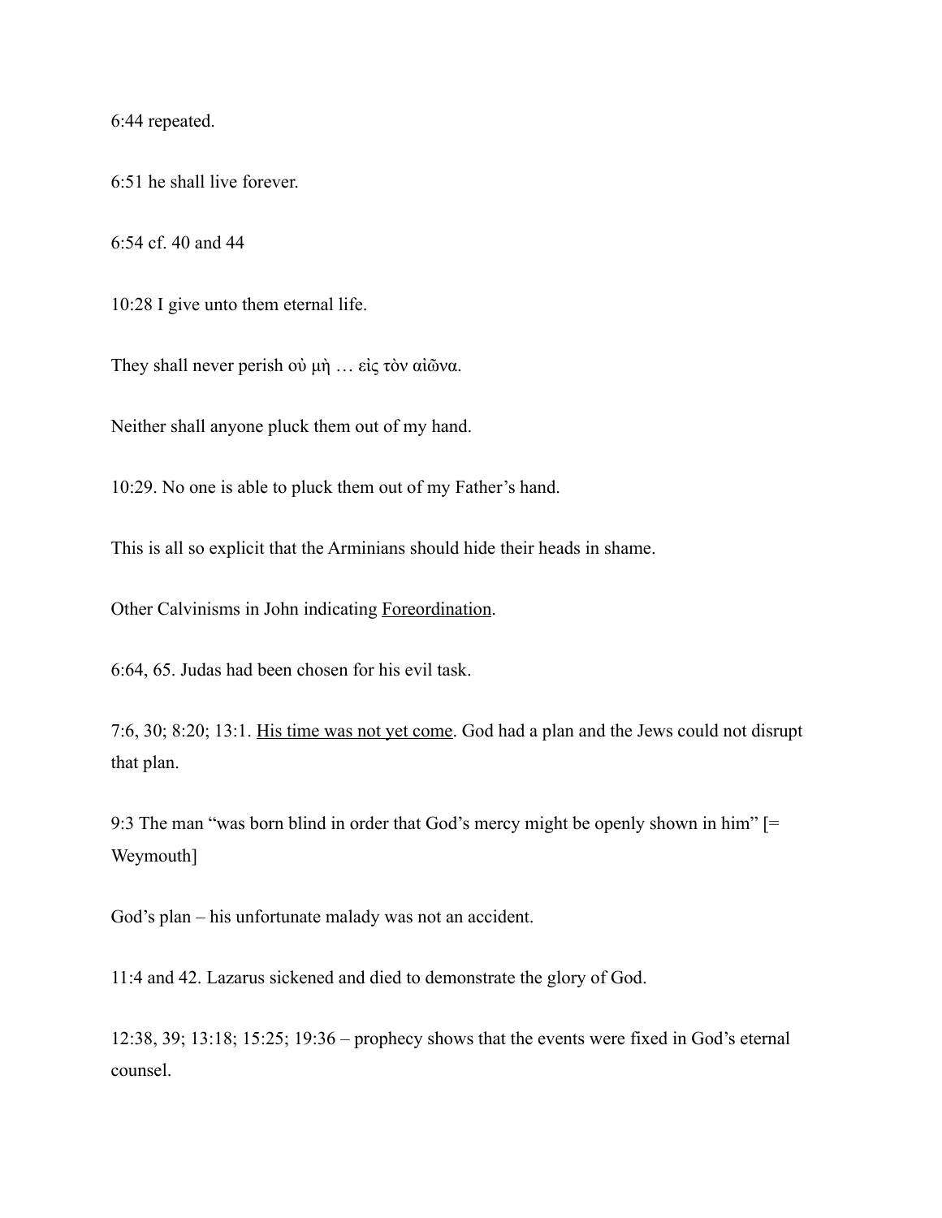6:44 repeated.

6:51 he shall live forever.

6:54 cf. 40 and 44

10:28 I give unto them eternal life.

They shall never perish οὐ μὴ … εἰς τὸν αἰῶνα.

Neither shall anyone pluck them out of my hand.

10:29. No one is able to pluck them out of my Father's hand.

This is all so explicit that the Arminians should hide their heads in shame.

Other Calvinisms in John indicating <u>Foreordination</u>.

6:64, 65. Judas had been chosen for his evil task.

7:6, 30; 8:20; 13:1. <u>His time was not yet come</u>. God had a plan and the Jews could not disrupt that plan.

9:3 The man "was born blind in order that God's mercy might be openly shown in him" [= Weymouth]

God's plan – his unfortunate malady was not an accident.

11:4 and 42. Lazarus sickened and died to demonstrate the glory of God.

12:38, 39; 13:18; 15:25; 19:36 – prophecy shows that the events were fixed in God's eternal counsel.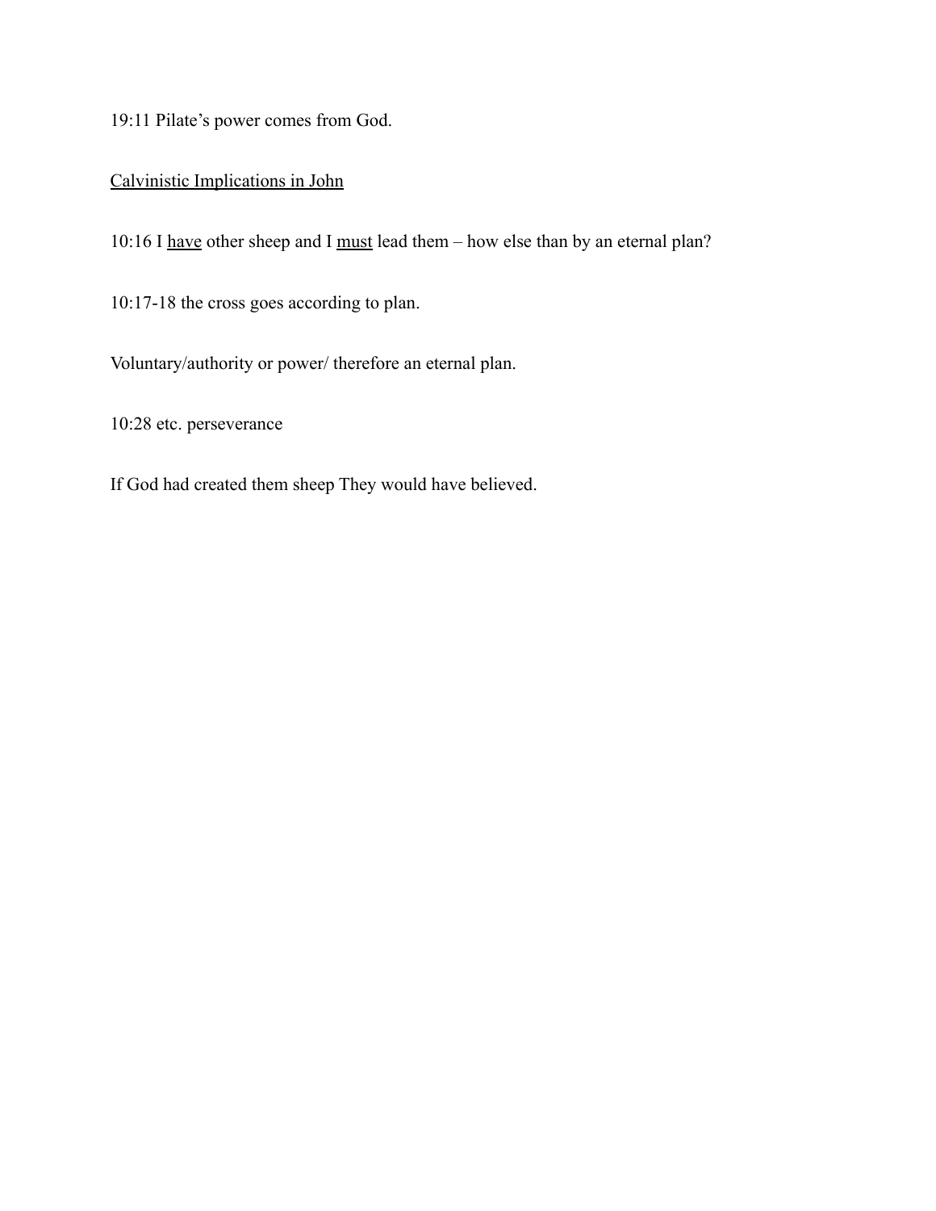19:11 Pilate's power comes from God.

Calvinistic Implications in John

10:16 I have other sheep and I must lead them – how else than by an eternal plan?

10:17-18 the cross goes according to plan.

Voluntary/authority or power/ therefore an eternal plan.

10:28 etc. perseverance

If God had created them sheep They would have believed.